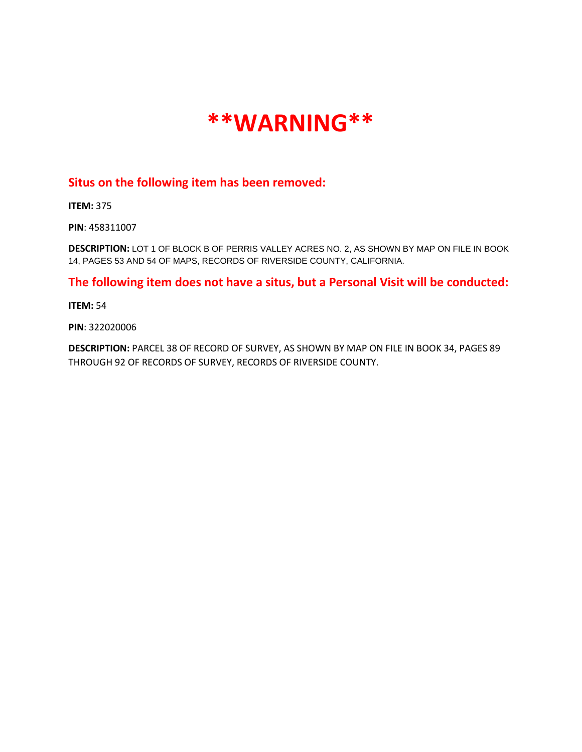# **WARNING**

## Situs on the following item has been removed:

**ITEM:** 375

**PIN**: 458311007

**DESCRIPTION:** LOT 1 OF BLOCK B OF PERRIS VALLEY ACRES NO. 2, AS SHOWN BY MAP ON FILE IN BOOK 14, PAGES 53 AND 54 OF MAPS, RECORDS OF RIVERSIDE COUNTY, CALIFORNIA.

## The following item does not have a situs, but a Personal Visit will be conducted:

**ITEM:** 54

**PIN**: 322020006

**DESCRIPTION:** PARCEL 38 OF RECORD OF SURVEY, AS SHOWN BY MAP ON FILE IN BOOK 34, PAGES 89 THROUGH 92 OF RECORDS OF SURVEY, RECORDS OF RIVERSIDE COUNTY.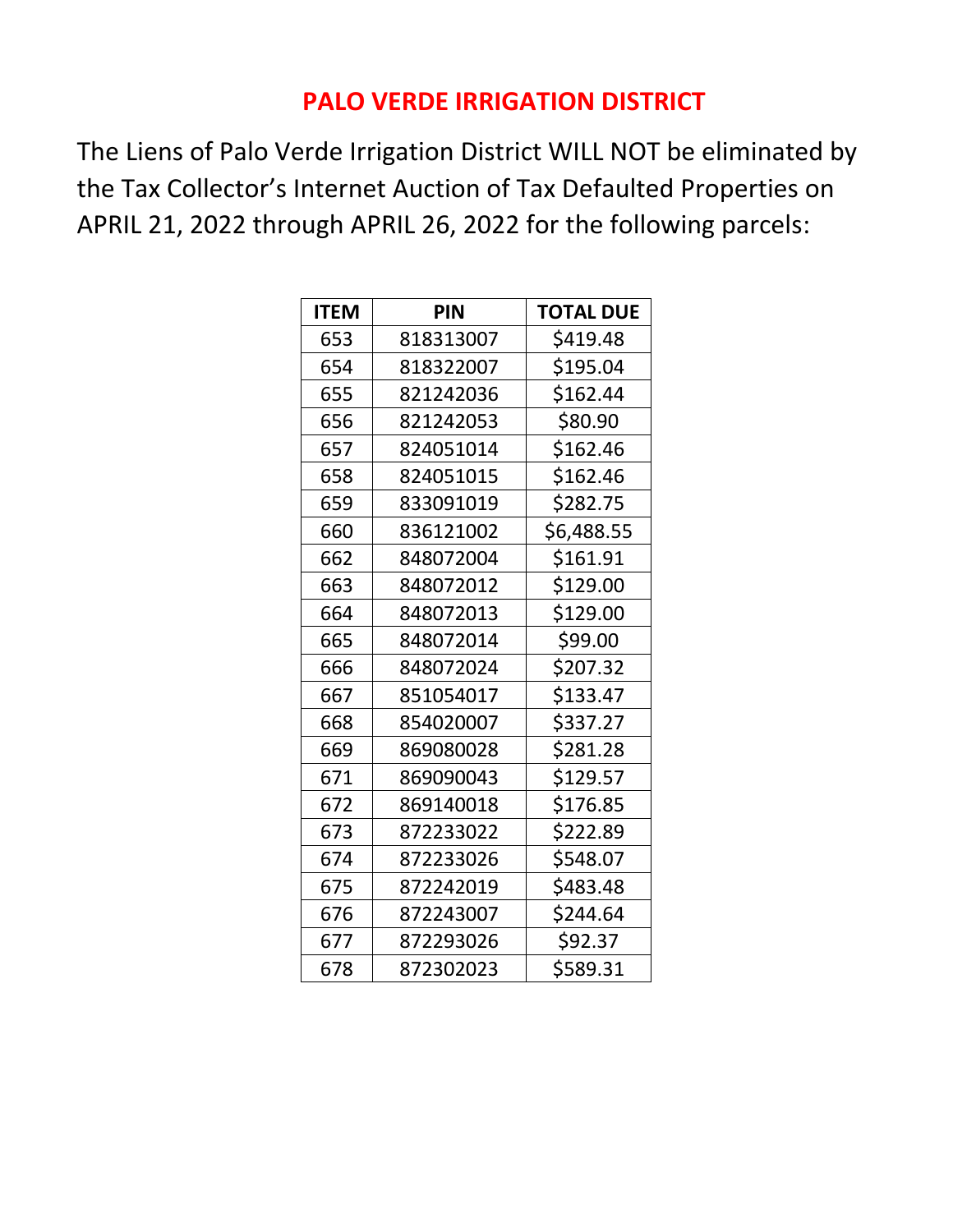## PALO VERDE IRRIGATION DISTRICT

The Liens of Palo Verde Irrigation District WILL NOT be eliminated by the Tax Collector's Internet Auction of Tax Defaulted Properties on APRIL 21, 2022 through APRIL 26, 2022 for the following parcels:

| ITEM | PIN | TOTAL DUE |
|---|---|---|
| 653 | 818313007 | $419.48 |
| 654 | 818322007 | $195.04 |
| 655 | 821242036 | $162.44 |
| 656 | 821242053 | $80.90 |
| 657 | 824051014 | $162.46 |
| 658 | 824051015 | $162.46 |
| 659 | 833091019 | $282.75 |
| 660 | 836121002 | $6,488.55 |
| 662 | 848072004 | $161.91 |
| 663 | 848072012 | $129.00 |
| 664 | 848072013 | $129.00 |
| 665 | 848072014 | $99.00 |
| 666 | 848072024 | $207.32 |
| 667 | 851054017 | $133.47 |
| 668 | 854020007 | $337.27 |
| 669 | 869080028 | $281.28 |
| 671 | 869090043 | $129.57 |
| 672 | 869140018 | $176.85 |
| 673 | 872233022 | $222.89 |
| 674 | 872233026 | $548.07 |
| 675 | 872242019 | $483.48 |
| 676 | 872243007 | $244.64 |
| 677 | 872293026 | $92.37 |
| 678 | 872302023 | $589.31 |